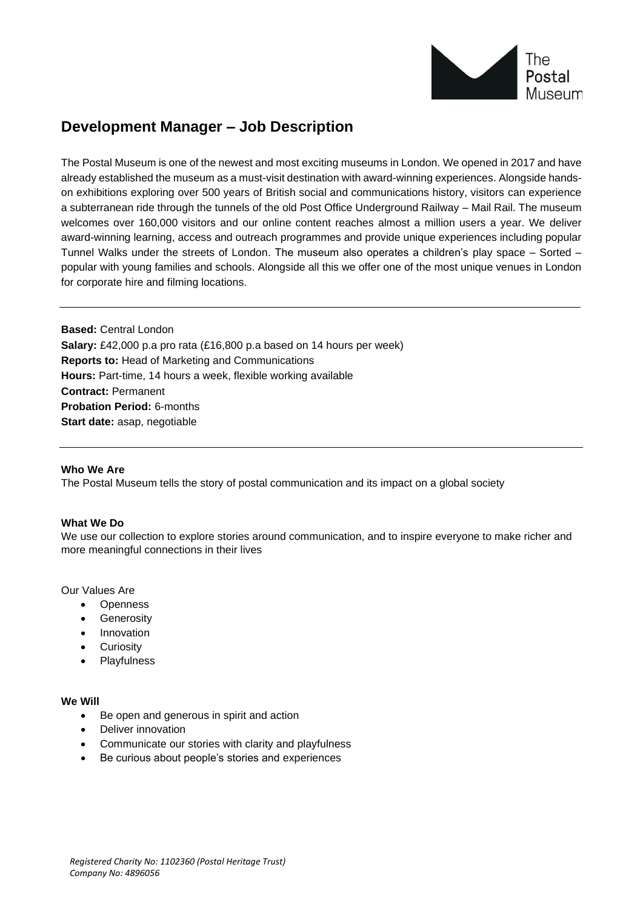The Postal Museum

# Development Manager – Job Description

The Postal Museum is one of the newest and most exciting museums in London. We opened in 2017 and have already established the museum as a must-visit destination with award-winning experiences. Alongside hands-on exhibitions exploring over 500 years of British social and communications history, visitors can experience a subterranean ride through the tunnels of the old Post Office Underground Railway – Mail Rail. The museum welcomes over 160,000 visitors and our online content reaches almost a million users a year. We deliver award-winning learning, access and outreach programmes and provide unique experiences including popular Tunnel Walks under the streets of London. The museum also operates a children's play space – Sorted – popular with young families and schools. Alongside all this we offer one of the most unique venues in London for corporate hire and filming locations.

---

**Based:** Central London
**Salary:** £42,000 p.a pro rata (£16,800 p.a based on 14 hours per week)
**Reports to:** Head of Marketing and Communications
**Hours:** Part-time, 14 hours a week, flexible working available
**Contract:** Permanent
**Probation Period:** 6-months
**Start date:** asap, negotiable

---

**Who We Are**
The Postal Museum tells the story of postal communication and its impact on a global society

**What We Do**
We use our collection to explore stories around communication, and to inspire everyone to make richer and more meaningful connections in their lives

Our Values Are

- Openness
- Generosity
- Innovation
- Curiosity
- Playfulness

**We Will**

- Be open and generous in spirit and action
- Deliver innovation
- Communicate our stories with clarity and playfulness
- Be curious about people's stories and experiences

*Registered Charity No: 1102360 (Postal Heritage Trust)*
*Company No: 4896056*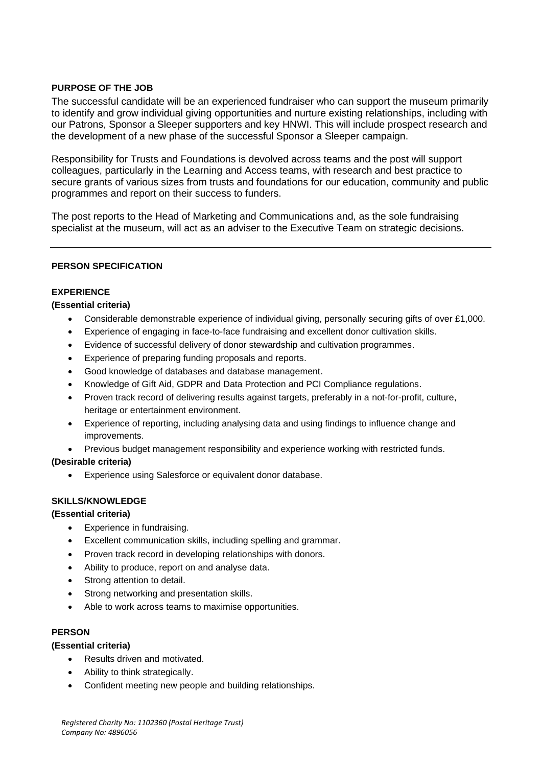## PURPOSE OF THE JOB

The successful candidate will be an experienced fundraiser who can support the museum primarily to identify and grow individual giving opportunities and nurture existing relationships, including with our Patrons, Sponsor a Sleeper supporters and key HNWI. This will include prospect research and the development of a new phase of the successful Sponsor a Sleeper campaign.

Responsibility for Trusts and Foundations is devolved across teams and the post will support colleagues, particularly in the Learning and Access teams, with research and best practice to secure grants of various sizes from trusts and foundations for our education, community and public programmes and report on their success to funders.

The post reports to the Head of Marketing and Communications and, as the sole fundraising specialist at the museum, will act as an adviser to the Executive Team on strategic decisions.

---

## PERSON SPECIFICATION

### EXPERIENCE

**(Essential criteria)**

- Considerable demonstrable experience of individual giving, personally securing gifts of over £1,000.
- Experience of engaging in face-to-face fundraising and excellent donor cultivation skills.
- Evidence of successful delivery of donor stewardship and cultivation programmes.
- Experience of preparing funding proposals and reports.
- Good knowledge of databases and database management.
- Knowledge of Gift Aid, GDPR and Data Protection and PCI Compliance regulations.
- Proven track record of delivering results against targets, preferably in a not-for-profit, culture, heritage or entertainment environment.
- Experience of reporting, including analysing data and using findings to influence change and improvements.
- Previous budget management responsibility and experience working with restricted funds.

**(Desirable criteria)**

- Experience using Salesforce or equivalent donor database.

### SKILLS/KNOWLEDGE

**(Essential criteria)**

- Experience in fundraising.
- Excellent communication skills, including spelling and grammar.
- Proven track record in developing relationships with donors.
- Ability to produce, report on and analyse data.
- Strong attention to detail.
- Strong networking and presentation skills.
- Able to work across teams to maximise opportunities.

### PERSON

**(Essential criteria)**

- Results driven and motivated.
- Ability to think strategically.
- Confident meeting new people and building relationships.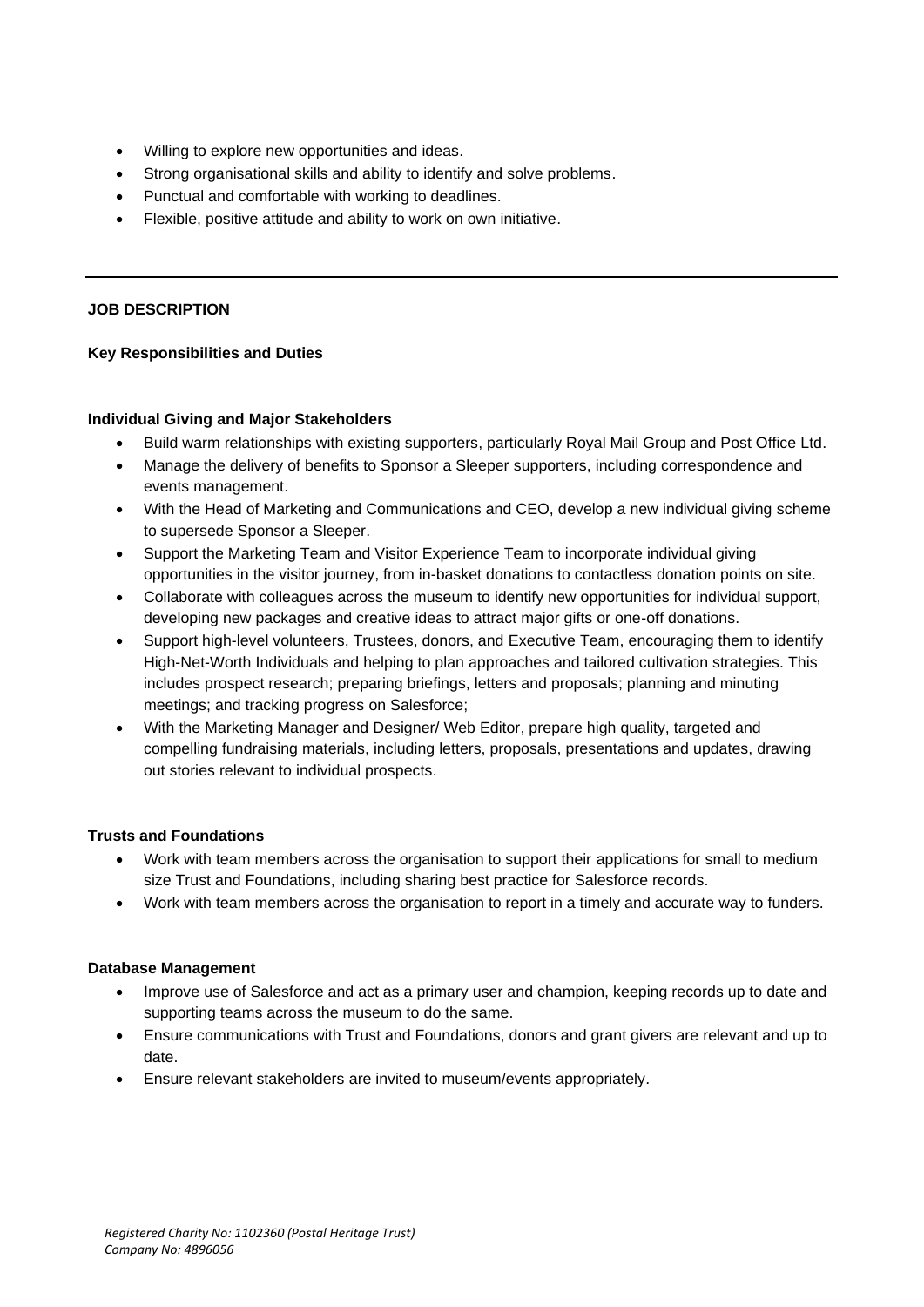- Willing to explore new opportunities and ideas.
- Strong organisational skills and ability to identify and solve problems.
- Punctual and comfortable with working to deadlines.
- Flexible, positive attitude and ability to work on own initiative.

---

**JOB DESCRIPTION**

**Key Responsibilities and Duties**

**Individual Giving and Major Stakeholders**

- Build warm relationships with existing supporters, particularly Royal Mail Group and Post Office Ltd.
- Manage the delivery of benefits to Sponsor a Sleeper supporters, including correspondence and events management.
- With the Head of Marketing and Communications and CEO, develop a new individual giving scheme to supersede Sponsor a Sleeper.
- Support the Marketing Team and Visitor Experience Team to incorporate individual giving opportunities in the visitor journey, from in-basket donations to contactless donation points on site.
- Collaborate with colleagues across the museum to identify new opportunities for individual support, developing new packages and creative ideas to attract major gifts or one-off donations.
- Support high-level volunteers, Trustees, donors, and Executive Team, encouraging them to identify High-Net-Worth Individuals and helping to plan approaches and tailored cultivation strategies. This includes prospect research; preparing briefings, letters and proposals; planning and minuting meetings; and tracking progress on Salesforce;
- With the Marketing Manager and Designer/ Web Editor, prepare high quality, targeted and compelling fundraising materials, including letters, proposals, presentations and updates, drawing out stories relevant to individual prospects.

**Trusts and Foundations**

- Work with team members across the organisation to support their applications for small to medium size Trust and Foundations, including sharing best practice for Salesforce records.
- Work with team members across the organisation to report in a timely and accurate way to funders.

**Database Management**

- Improve use of Salesforce and act as a primary user and champion, keeping records up to date and supporting teams across the museum to do the same.
- Ensure communications with Trust and Foundations, donors and grant givers are relevant and up to date.
- Ensure relevant stakeholders are invited to museum/events appropriately.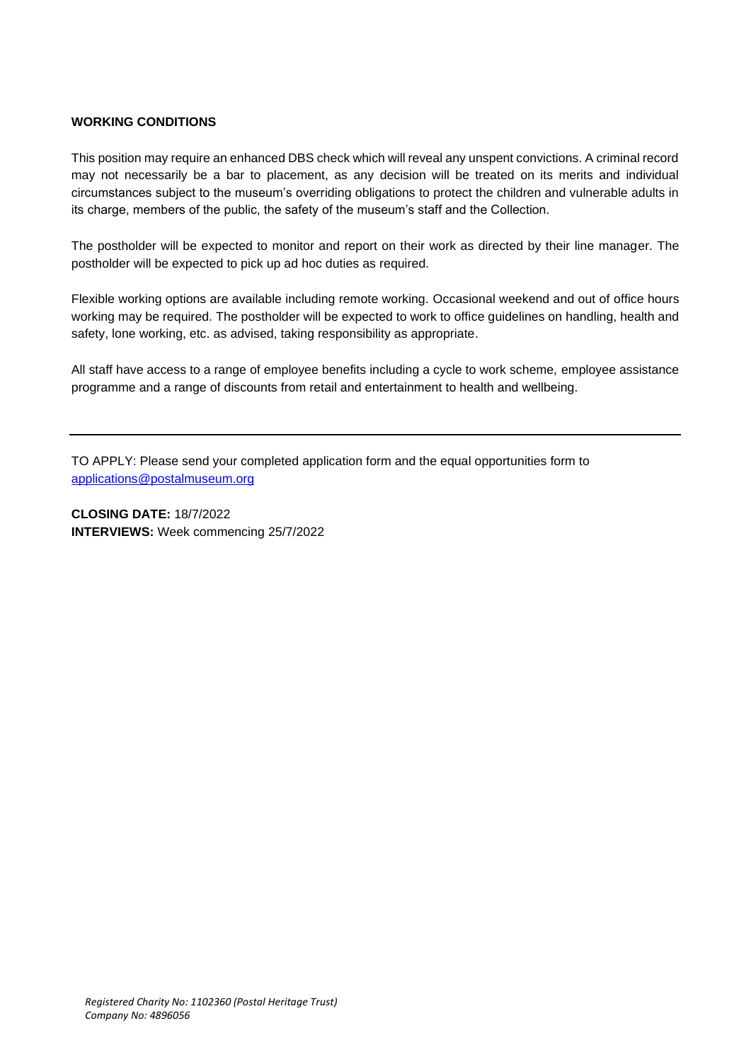**WORKING CONDITIONS**

This position may require an enhanced DBS check which will reveal any unspent convictions. A criminal record may not necessarily be a bar to placement, as any decision will be treated on its merits and individual circumstances subject to the museum's overriding obligations to protect the children and vulnerable adults in its charge, members of the public, the safety of the museum's staff and the Collection.

The postholder will be expected to monitor and report on their work as directed by their line manager. The postholder will be expected to pick up ad hoc duties as required.

Flexible working options are available including remote working. Occasional weekend and out of office hours working may be required. The postholder will be expected to work to office guidelines on handling, health and safety, lone working, etc. as advised, taking responsibility as appropriate.

All staff have access to a range of employee benefits including a cycle to work scheme, employee assistance programme and a range of discounts from retail and entertainment to health and wellbeing.

---

TO APPLY: Please send your completed application form and the equal opportunities form to applications@postalmuseum.org

**CLOSING DATE:** 18/7/2022
**INTERVIEWS:** Week commencing 25/7/2022

*Registered Charity No: 1102360 (Postal Heritage Trust)*
*Company No: 4896056*